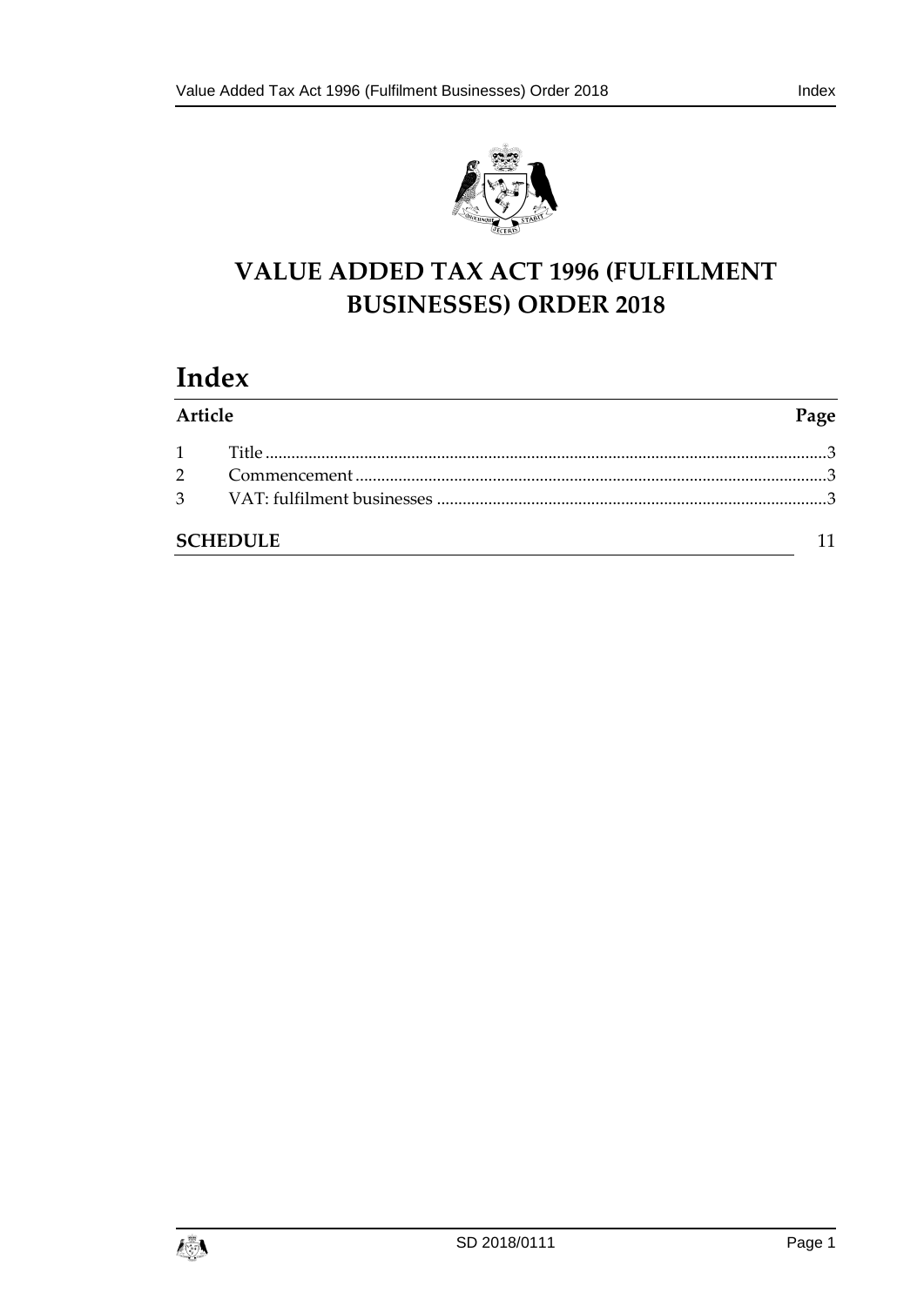# VALUE ADDED TAX ACT 1996 (FULFILMENT BUSINESSES) ORDER 2018

## Index

| Article | | Page |
|---|---|---|
| 1 | Title | 3 |
| 2 | Commencement | 3 |
| 3 | VAT: fulfilment businesses | 3 |
| **SCHEDULE** | | 11 |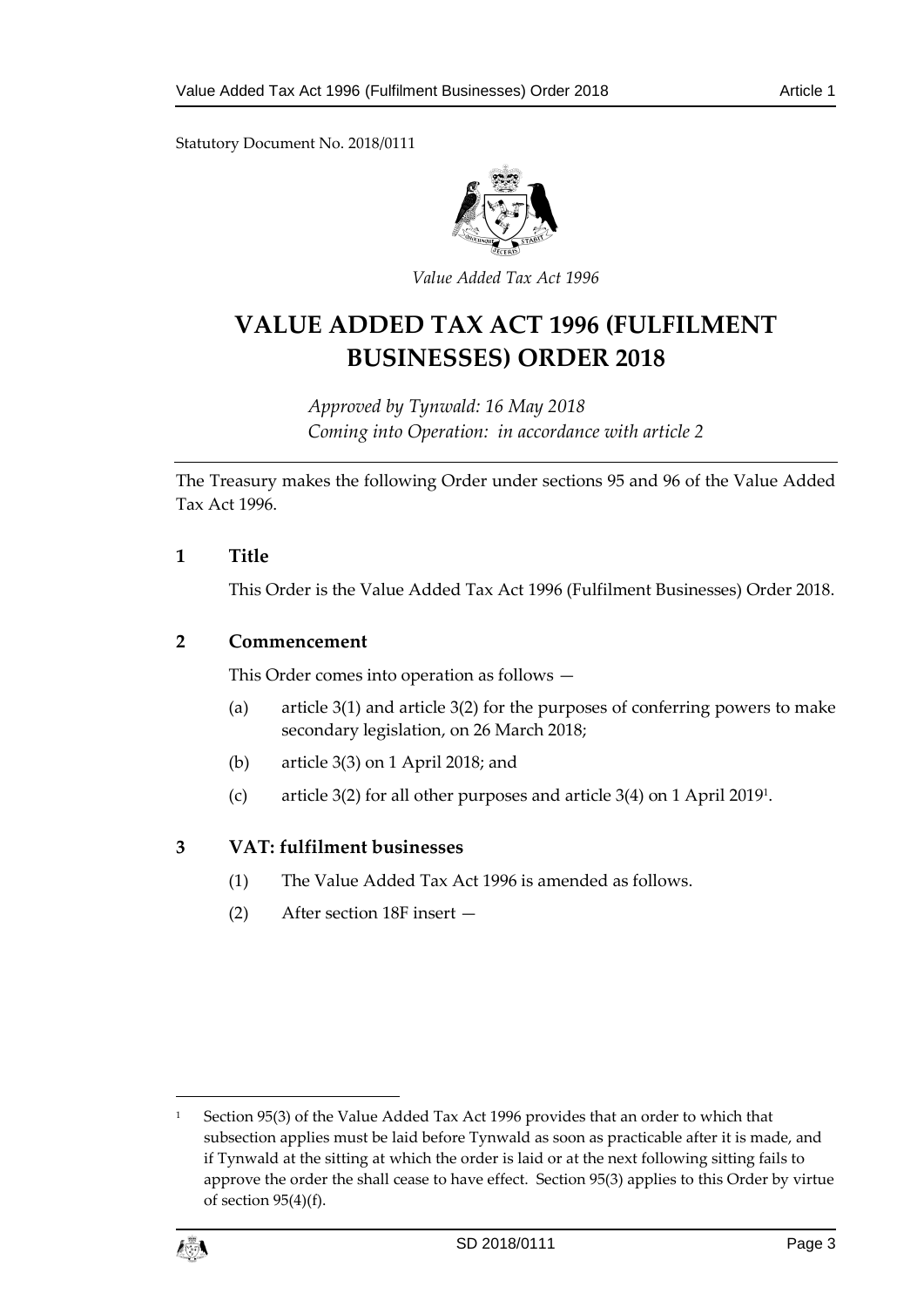Statutory Document No. 2018/0111

*Value Added Tax Act 1996*

# VALUE ADDED TAX ACT 1996 (FULFILMENT BUSINESSES) ORDER 2018

*Approved by Tynwald: 16 May 2018*
*Coming into Operation: in accordance with article 2*

The Treasury makes the following Order under sections 95 and 96 of the Value Added Tax Act 1996.

## 1 Title

This Order is the Value Added Tax Act 1996 (Fulfilment Businesses) Order 2018.

## 2 Commencement

This Order comes into operation as follows —

(a) article 3(1) and article 3(2) for the purposes of conferring powers to make secondary legislation, on 26 March 2018;

(b) article 3(3) on 1 April 2018; and

(c) article 3(2) for all other purposes and article 3(4) on 1 April 2019[1].

## 3 VAT: fulfilment businesses

(1) The Value Added Tax Act 1996 is amended as follows.

(2) After section 18F insert —

---

[1] Section 95(3) of the Value Added Tax Act 1996 provides that an order to which that subsection applies must be laid before Tynwald as soon as practicable after it is made, and if Tynwald at the sitting at which the order is laid or at the next following sitting fails to approve the order the shall cease to have effect. Section 95(3) applies to this Order by virtue of section 95(4)(f).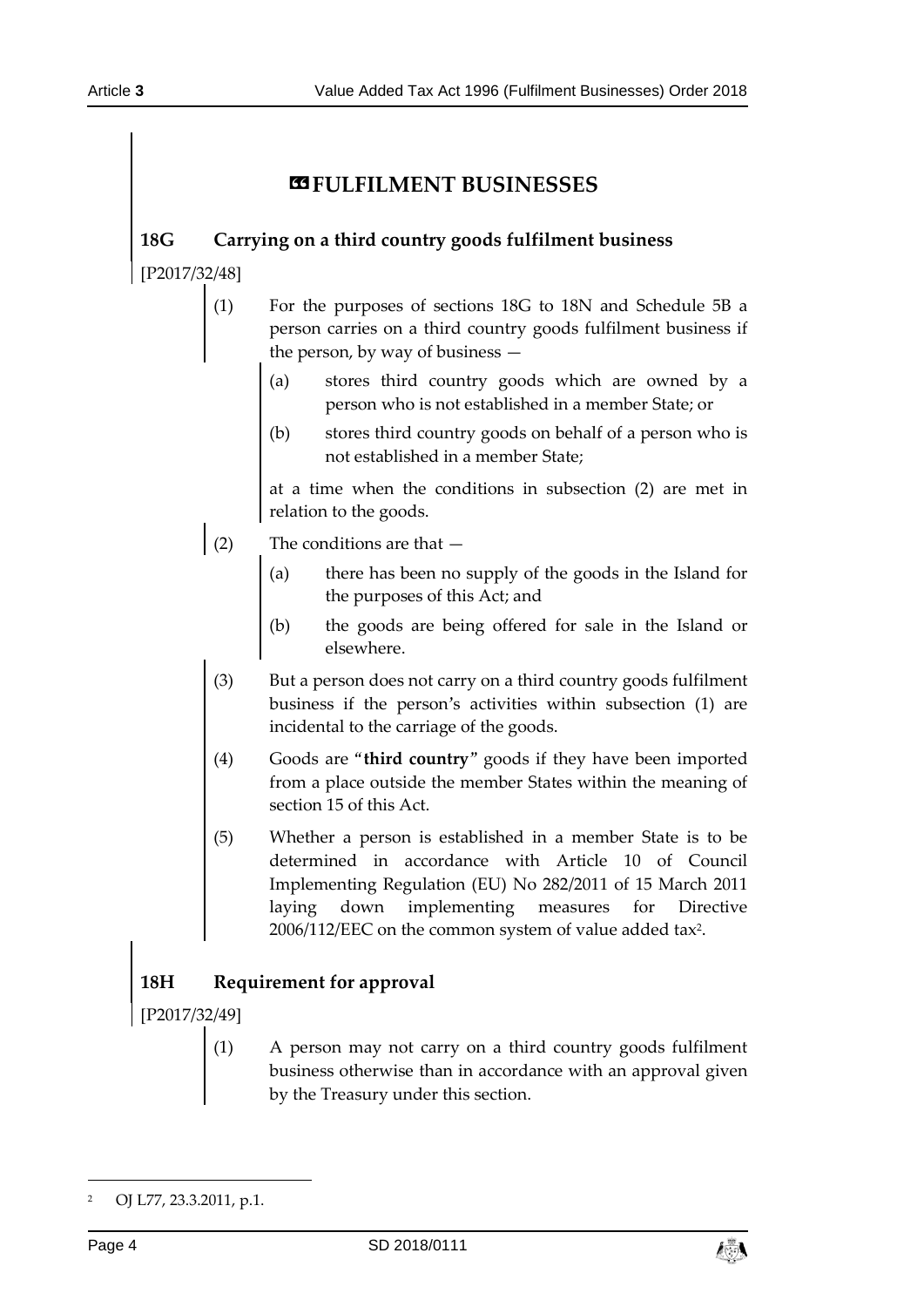# «FULFILMENT BUSINESSES

## 18G Carrying on a third country goods fulfilment business

[P2017/32/48]

(1) For the purposes of sections 18G to 18N and Schedule 5B a person carries on a third country goods fulfilment business if the person, by way of business —

(a) stores third country goods which are owned by a person who is not established in a member State; or

(b) stores third country goods on behalf of a person who is not established in a member State;

at a time when the conditions in subsection (2) are met in relation to the goods.

(2) The conditions are that —

(a) there has been no supply of the goods in the Island for the purposes of this Act; and

(b) the goods are being offered for sale in the Island or elsewhere.

(3) But a person does not carry on a third country goods fulfilment business if the person's activities within subsection (1) are incidental to the carriage of the goods.

(4) Goods are "**third country**" goods if they have been imported from a place outside the member States within the meaning of section 15 of this Act.

(5) Whether a person is established in a member State is to be determined in accordance with Article 10 of Council Implementing Regulation (EU) No 282/2011 of 15 March 2011 laying down implementing measures for Directive 2006/112/EEC on the common system of value added tax[2].

## 18H Requirement for approval

[P2017/32/49]

(1) A person may not carry on a third country goods fulfilment business otherwise than in accordance with an approval given by the Treasury under this section.

---

[2] OJ L77, 23.3.2011, p.1.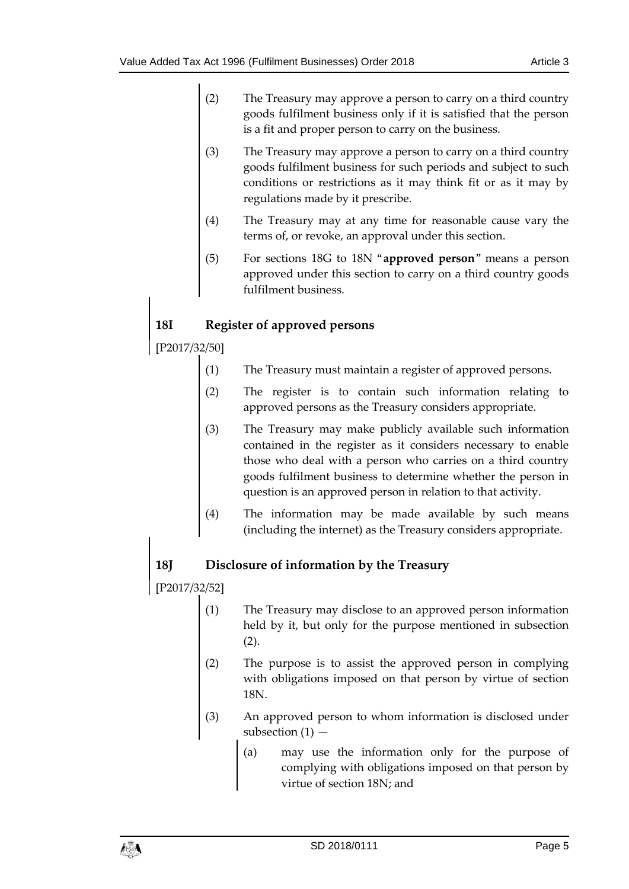(2) The Treasury may approve a person to carry on a third country goods fulfilment business only if it is satisfied that the person is a fit and proper person to carry on the business.

(3) The Treasury may approve a person to carry on a third country goods fulfilment business for such periods and subject to such conditions or restrictions as it may think fit or as it may by regulations made by it prescribe.

(4) The Treasury may at any time for reasonable cause vary the terms of, or revoke, an approval under this section.

(5) For sections 18G to 18N "**approved person**" means a person approved under this section to carry on a third country goods fulfilment business.

### 18I Register of approved persons

[P2017/32/50]

(1) The Treasury must maintain a register of approved persons.

(2) The register is to contain such information relating to approved persons as the Treasury considers appropriate.

(3) The Treasury may make publicly available such information contained in the register as it considers necessary to enable those who deal with a person who carries on a third country goods fulfilment business to determine whether the person in question is an approved person in relation to that activity.

(4) The information may be made available by such means (including the internet) as the Treasury considers appropriate.

### 18J Disclosure of information by the Treasury

[P2017/32/52]

(1) The Treasury may disclose to an approved person information held by it, but only for the purpose mentioned in subsection (2).

(2) The purpose is to assist the approved person in complying with obligations imposed on that person by virtue of section 18N.

(3) An approved person to whom information is disclosed under subsection (1) —

(a) may use the information only for the purpose of complying with obligations imposed on that person by virtue of section 18N; and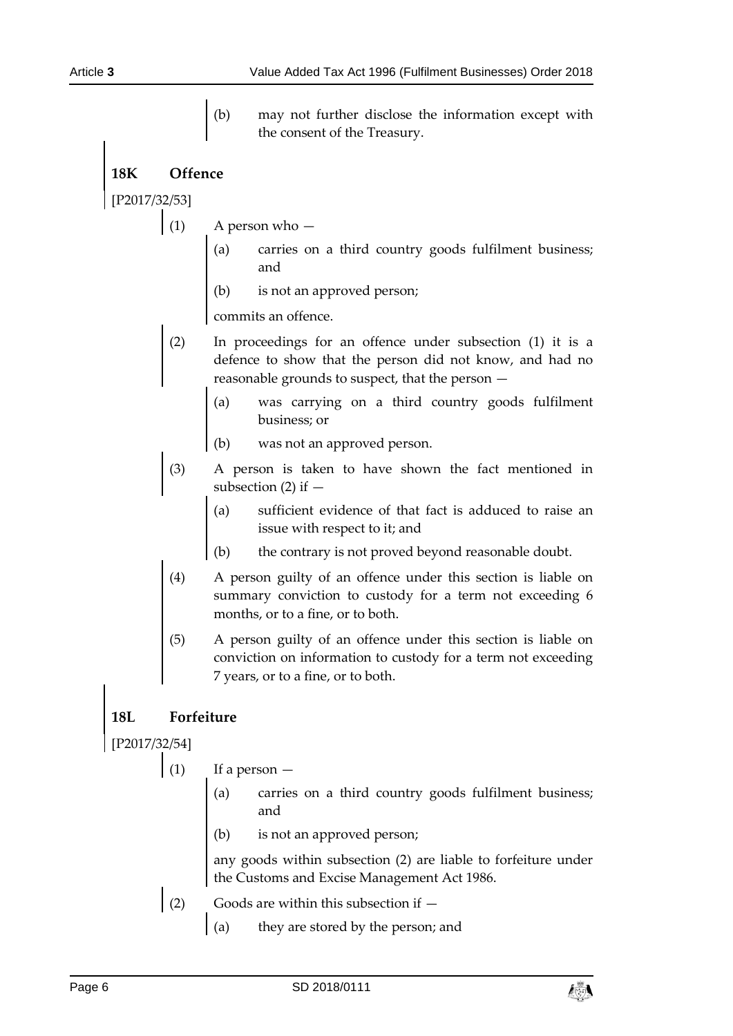(b) may not further disclose the information except with the consent of the Treasury.

### 18K Offence

[P2017/32/53]

(1) A person who —

(a) carries on a third country goods fulfilment business; and

(b) is not an approved person;

commits an offence.

(2) In proceedings for an offence under subsection (1) it is a defence to show that the person did not know, and had no reasonable grounds to suspect, that the person —

(a) was carrying on a third country goods fulfilment business; or

(b) was not an approved person.

(3) A person is taken to have shown the fact mentioned in subsection (2) if —

(a) sufficient evidence of that fact is adduced to raise an issue with respect to it; and

(b) the contrary is not proved beyond reasonable doubt.

(4) A person guilty of an offence under this section is liable on summary conviction to custody for a term not exceeding 6 months, or to a fine, or to both.

(5) A person guilty of an offence under this section is liable on conviction on information to custody for a term not exceeding 7 years, or to a fine, or to both.

### 18L Forfeiture

[P2017/32/54]

(1) If a person —

(a) carries on a third country goods fulfilment business; and

(b) is not an approved person;

any goods within subsection (2) are liable to forfeiture under the Customs and Excise Management Act 1986.

(2) Goods are within this subsection if —

(a) they are stored by the person; and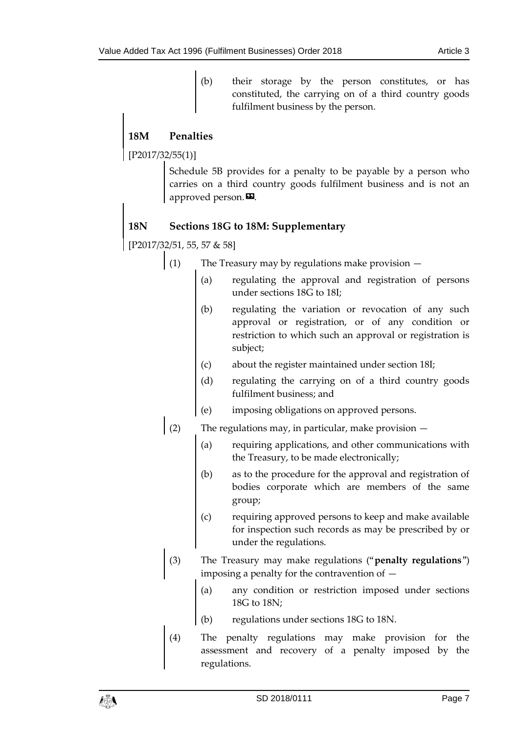(b) their storage by the person constitutes, or has constituted, the carrying on of a third country goods fulfilment business by the person.

## 18M Penalties

[P2017/32/55(1)]

Schedule 5B provides for a penalty to be payable by a person who carries on a third country goods fulfilment business and is not an approved person.”.

## 18N Sections 18G to 18M: Supplementary

[P2017/32/51, 55, 57 & 58]

(1) The Treasury may by regulations make provision —

(a) regulating the approval and registration of persons under sections 18G to 18I;

(b) regulating the variation or revocation of any such approval or registration, or of any condition or restriction to which such an approval or registration is subject;

(c) about the register maintained under section 18I;

(d) regulating the carrying on of a third country goods fulfilment business; and

(e) imposing obligations on approved persons.

(2) The regulations may, in particular, make provision —

(a) requiring applications, and other communications with the Treasury, to be made electronically;

(b) as to the procedure for the approval and registration of bodies corporate which are members of the same group;

(c) requiring approved persons to keep and make available for inspection such records as may be prescribed by or under the regulations.

(3) The Treasury may make regulations (“**penalty regulations**”) imposing a penalty for the contravention of —

(a) any condition or restriction imposed under sections 18G to 18N;

(b) regulations under sections 18G to 18N.

(4) The penalty regulations may make provision for the assessment and recovery of a penalty imposed by the regulations.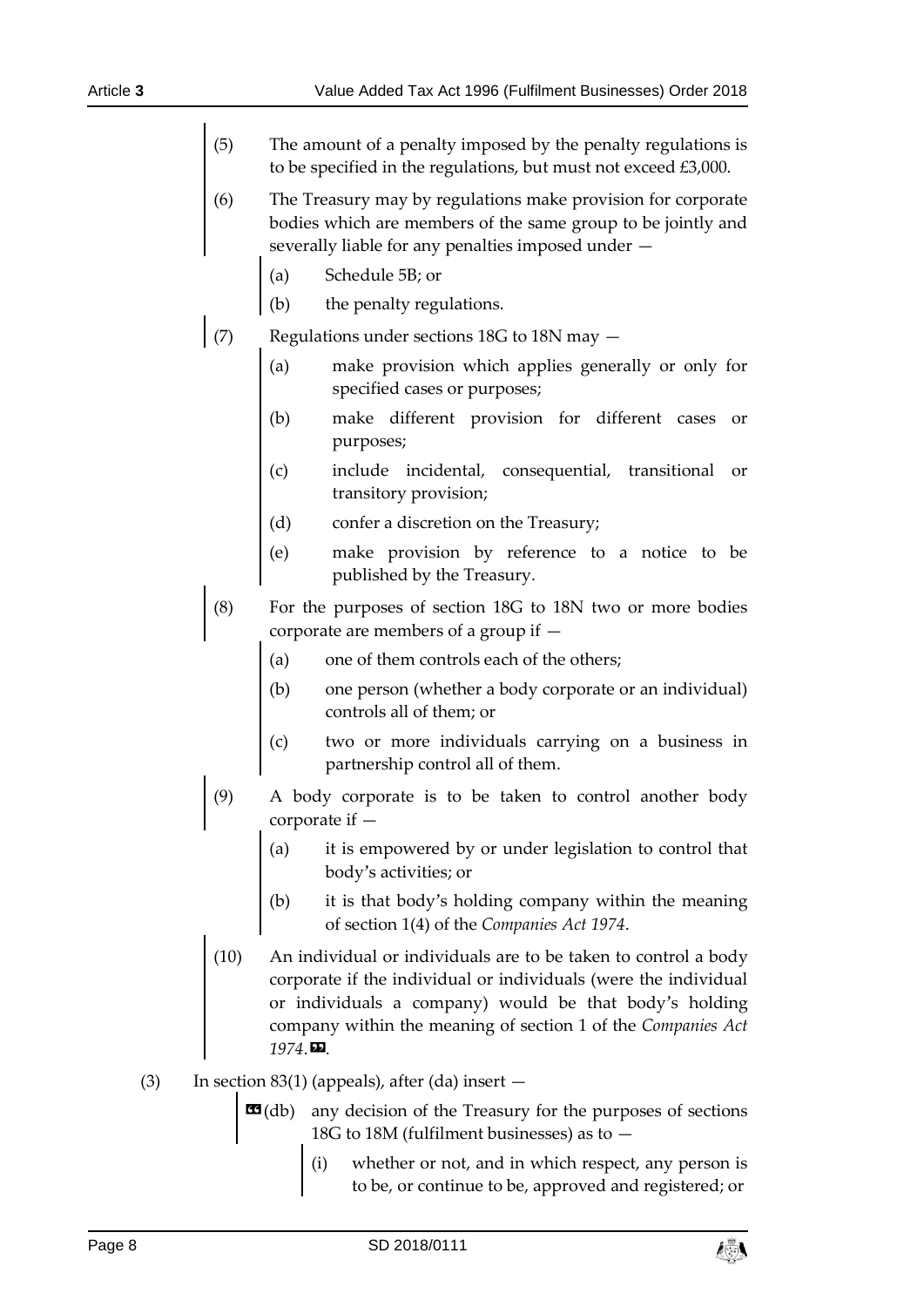(5) The amount of a penalty imposed by the penalty regulations is to be specified in the regulations, but must not exceed £3,000.

(6) The Treasury may by regulations make provision for corporate bodies which are members of the same group to be jointly and severally liable for any penalties imposed under —

(a) Schedule 5B; or

(b) the penalty regulations.

(7) Regulations under sections 18G to 18N may —

(a) make provision which applies generally or only for specified cases or purposes;

(b) make different provision for different cases or purposes;

(c) include incidental, consequential, transitional or transitory provision;

(d) confer a discretion on the Treasury;

(e) make provision by reference to a notice to be published by the Treasury.

(8) For the purposes of section 18G to 18N two or more bodies corporate are members of a group if —

(a) one of them controls each of the others;

(b) one person (whether a body corporate or an individual) controls all of them; or

(c) two or more individuals carrying on a business in partnership control all of them.

(9) A body corporate is to be taken to control another body corporate if —

(a) it is empowered by or under legislation to control that body's activities; or

(b) it is that body's holding company within the meaning of section 1(4) of the *Companies Act 1974*.

(10) An individual or individuals are to be taken to control a body corporate if the individual or individuals (were the individual or individuals a company) would be that body's holding company within the meaning of section 1 of the *Companies Act 1974*.».

(3) In section 83(1) (appeals), after (da) insert —

«(db) any decision of the Treasury for the purposes of sections 18G to 18M (fulfilment businesses) as to —

(i) whether or not, and in which respect, any person is to be, or continue to be, approved and registered; or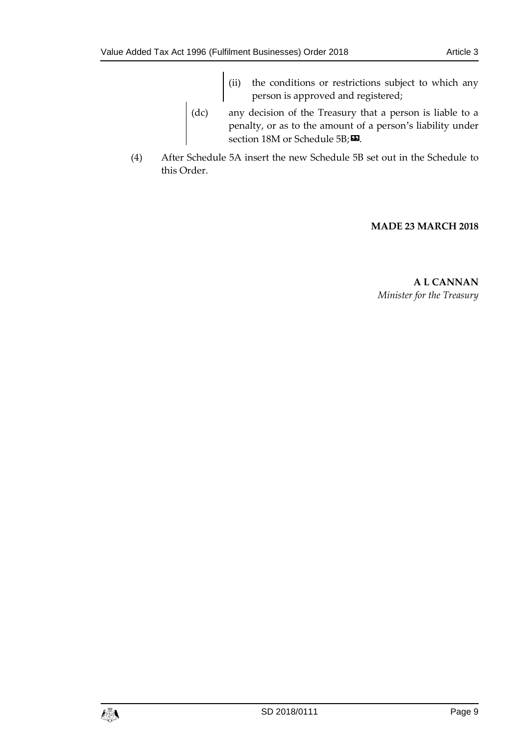(ii) the conditions or restrictions subject to which any person is approved and registered;

(dc) any decision of the Treasury that a person is liable to a penalty, or as to the amount of a person's liability under section 18M or Schedule 5B;».

(4) After Schedule 5A insert the new Schedule 5B set out in the Schedule to this Order.

**MADE 23 MARCH 2018**

**A L CANNAN**
*Minister for the Treasury*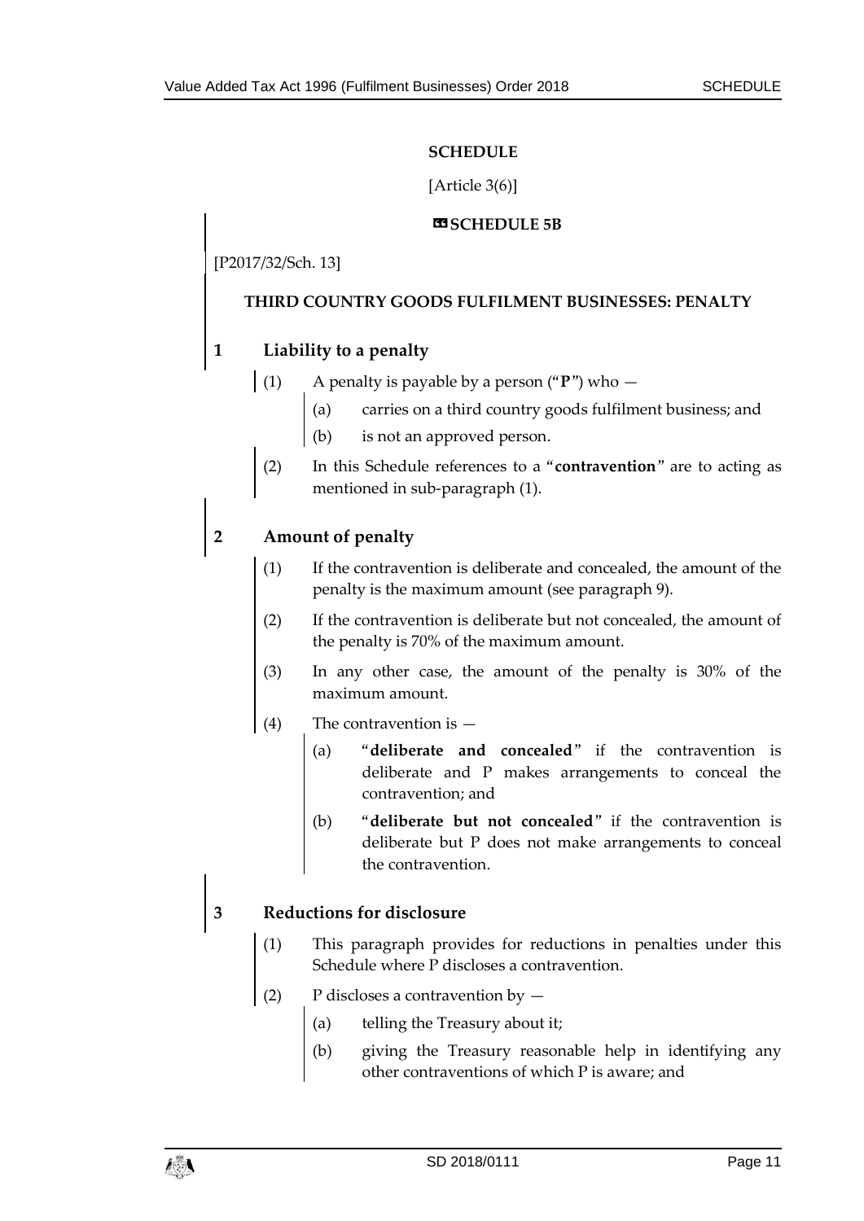## SCHEDULE

[Article 3(6)]

### «SCHEDULE 5B

[P2017/32/Sch. 13]

### THIRD COUNTRY GOODS FULFILMENT BUSINESSES: PENALTY

#### 1 Liability to a penalty

(1) A penalty is payable by a person ("**P**") who —

(a) carries on a third country goods fulfilment business; and

(b) is not an approved person.

(2) In this Schedule references to a "**contravention**" are to acting as mentioned in sub-paragraph (1).

#### 2 Amount of penalty

(1) If the contravention is deliberate and concealed, the amount of the penalty is the maximum amount (see paragraph 9).

(2) If the contravention is deliberate but not concealed, the amount of the penalty is 70% of the maximum amount.

(3) In any other case, the amount of the penalty is 30% of the maximum amount.

(4) The contravention is —

(a) "**deliberate and concealed**" if the contravention is deliberate and P makes arrangements to conceal the contravention; and

(b) "**deliberate but not concealed**" if the contravention is deliberate but P does not make arrangements to conceal the contravention.

#### 3 Reductions for disclosure

(1) This paragraph provides for reductions in penalties under this Schedule where P discloses a contravention.

(2) P discloses a contravention by —

(a) telling the Treasury about it;

(b) giving the Treasury reasonable help in identifying any other contraventions of which P is aware; and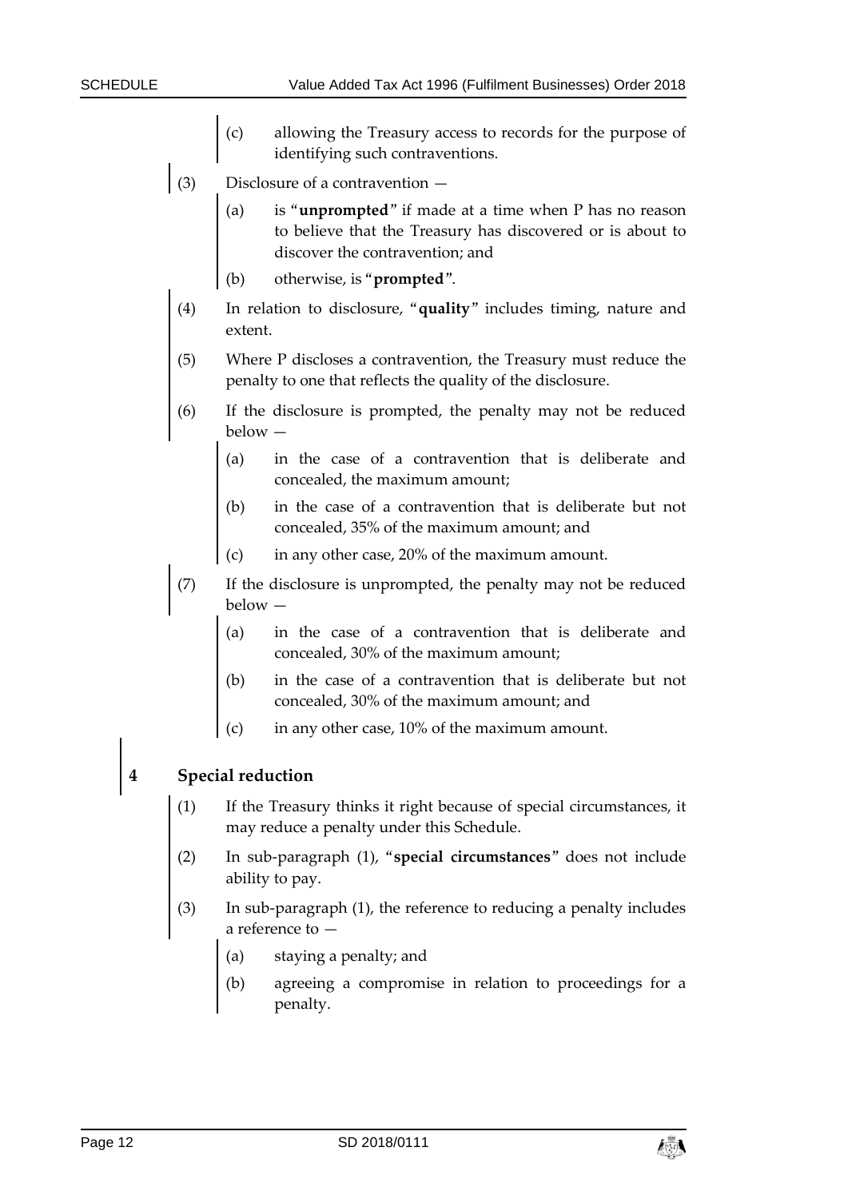(c) allowing the Treasury access to records for the purpose of identifying such contraventions.

(3) Disclosure of a contravention —

(a) is "**unprompted**" if made at a time when P has no reason to believe that the Treasury has discovered or is about to discover the contravention; and

(b) otherwise, is "**prompted**".

(4) In relation to disclosure, "**quality**" includes timing, nature and extent.

(5) Where P discloses a contravention, the Treasury must reduce the penalty to one that reflects the quality of the disclosure.

(6) If the disclosure is prompted, the penalty may not be reduced below —

(a) in the case of a contravention that is deliberate and concealed, the maximum amount;

(b) in the case of a contravention that is deliberate but not concealed, 35% of the maximum amount; and

(c) in any other case, 20% of the maximum amount.

(7) If the disclosure is unprompted, the penalty may not be reduced below —

(a) in the case of a contravention that is deliberate and concealed, 30% of the maximum amount;

(b) in the case of a contravention that is deliberate but not concealed, 30% of the maximum amount; and

(c) in any other case, 10% of the maximum amount.

## 4 Special reduction

(1) If the Treasury thinks it right because of special circumstances, it may reduce a penalty under this Schedule.

(2) In sub-paragraph (1), "**special circumstances**" does not include ability to pay.

(3) In sub-paragraph (1), the reference to reducing a penalty includes a reference to —

(a) staying a penalty; and

(b) agreeing a compromise in relation to proceedings for a penalty.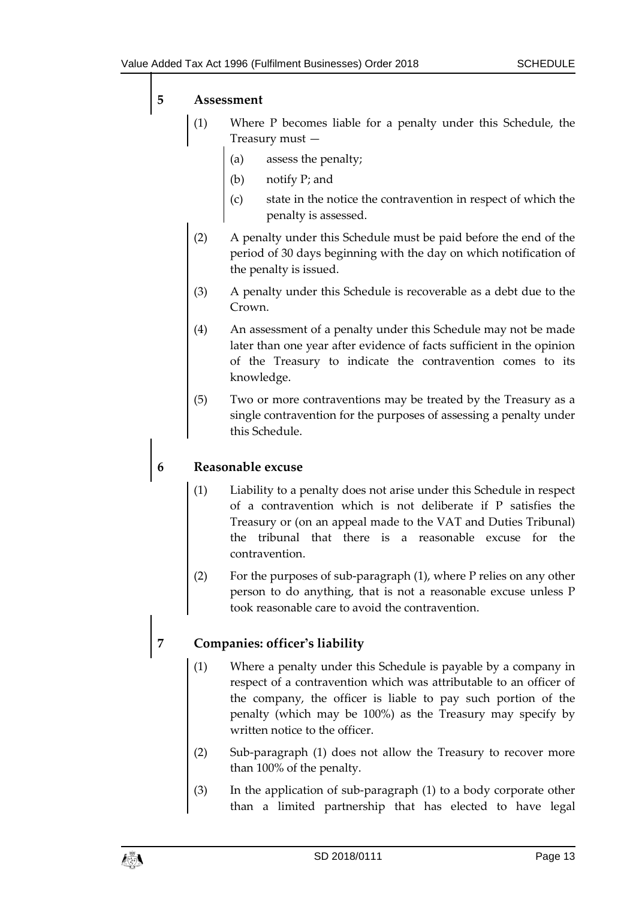## 5 Assessment

(1) Where P becomes liable for a penalty under this Schedule, the Treasury must —

(a) assess the penalty;

(b) notify P; and

(c) state in the notice the contravention in respect of which the penalty is assessed.

(2) A penalty under this Schedule must be paid before the end of the period of 30 days beginning with the day on which notification of the penalty is issued.

(3) A penalty under this Schedule is recoverable as a debt due to the Crown.

(4) An assessment of a penalty under this Schedule may not be made later than one year after evidence of facts sufficient in the opinion of the Treasury to indicate the contravention comes to its knowledge.

(5) Two or more contraventions may be treated by the Treasury as a single contravention for the purposes of assessing a penalty under this Schedule.

## 6 Reasonable excuse

(1) Liability to a penalty does not arise under this Schedule in respect of a contravention which is not deliberate if P satisfies the Treasury or (on an appeal made to the VAT and Duties Tribunal) the tribunal that there is a reasonable excuse for the contravention.

(2) For the purposes of sub-paragraph (1), where P relies on any other person to do anything, that is not a reasonable excuse unless P took reasonable care to avoid the contravention.

## 7 Companies: officer's liability

(1) Where a penalty under this Schedule is payable by a company in respect of a contravention which was attributable to an officer of the company, the officer is liable to pay such portion of the penalty (which may be 100%) as the Treasury may specify by written notice to the officer.

(2) Sub-paragraph (1) does not allow the Treasury to recover more than 100% of the penalty.

(3) In the application of sub-paragraph (1) to a body corporate other than a limited partnership that has elected to have legal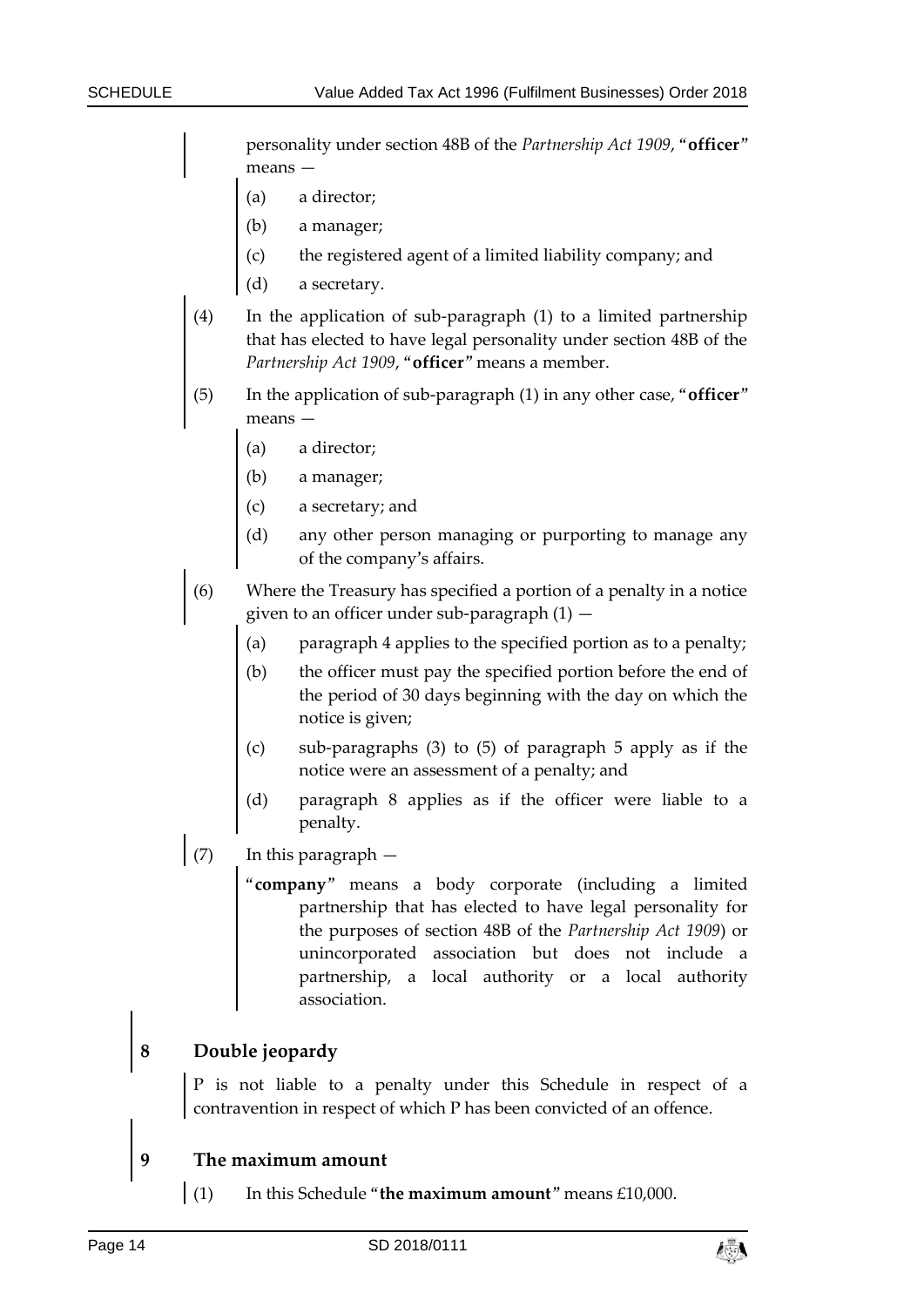personality under section 48B of the *Partnership Act 1909*, "**officer**" means —

(a) a director;

(b) a manager;

(c) the registered agent of a limited liability company; and

(d) a secretary.

(4) In the application of sub-paragraph (1) to a limited partnership that has elected to have legal personality under section 48B of the *Partnership Act 1909*, "**officer**" means a member.

(5) In the application of sub-paragraph (1) in any other case, "**officer**" means —

(a) a director;

(b) a manager;

(c) a secretary; and

(d) any other person managing or purporting to manage any of the company's affairs.

(6) Where the Treasury has specified a portion of a penalty in a notice given to an officer under sub-paragraph (1) —

(a) paragraph 4 applies to the specified portion as to a penalty;

(b) the officer must pay the specified portion before the end of the period of 30 days beginning with the day on which the notice is given;

(c) sub-paragraphs (3) to (5) of paragraph 5 apply as if the notice were an assessment of a penalty; and

(d) paragraph 8 applies as if the officer were liable to a penalty.

(7) In this paragraph —

"**company**" means a body corporate (including a limited partnership that has elected to have legal personality for the purposes of section 48B of the *Partnership Act 1909*) or unincorporated association but does not include a partnership, a local authority or a local authority association.

## 8 Double jeopardy

P is not liable to a penalty under this Schedule in respect of a contravention in respect of which P has been convicted of an offence.

## 9 The maximum amount

(1) In this Schedule "**the maximum amount**" means £10,000.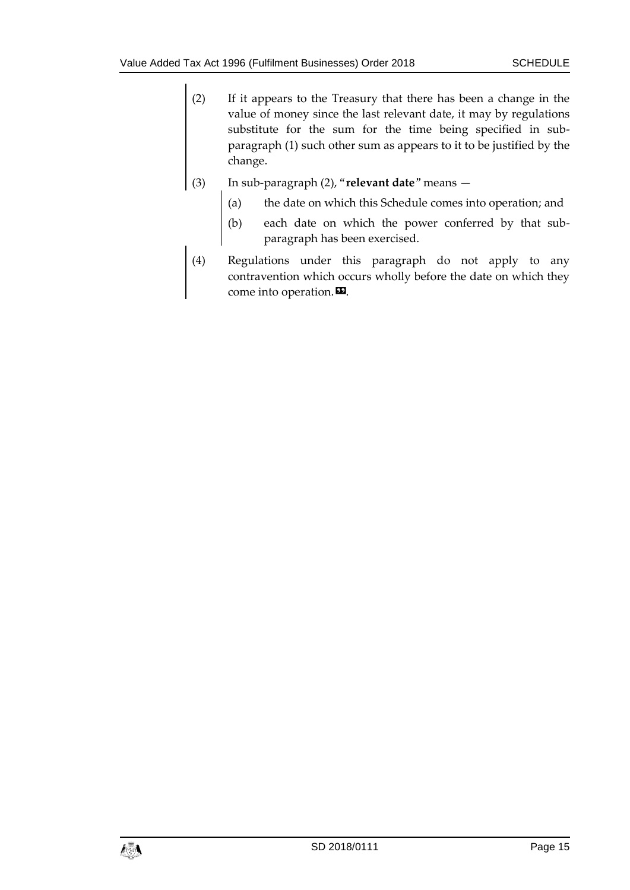(2) If it appears to the Treasury that there has been a change in the value of money since the last relevant date, it may by regulations substitute for the sum for the time being specified in sub-paragraph (1) such other sum as appears to it to be justified by the change.

(3) In sub-paragraph (2), "**relevant date**" means —

(a) the date on which this Schedule comes into operation; and

(b) each date on which the power conferred by that sub-paragraph has been exercised.

(4) Regulations under this paragraph do not apply to any contravention which occurs wholly before the date on which they come into operation.”.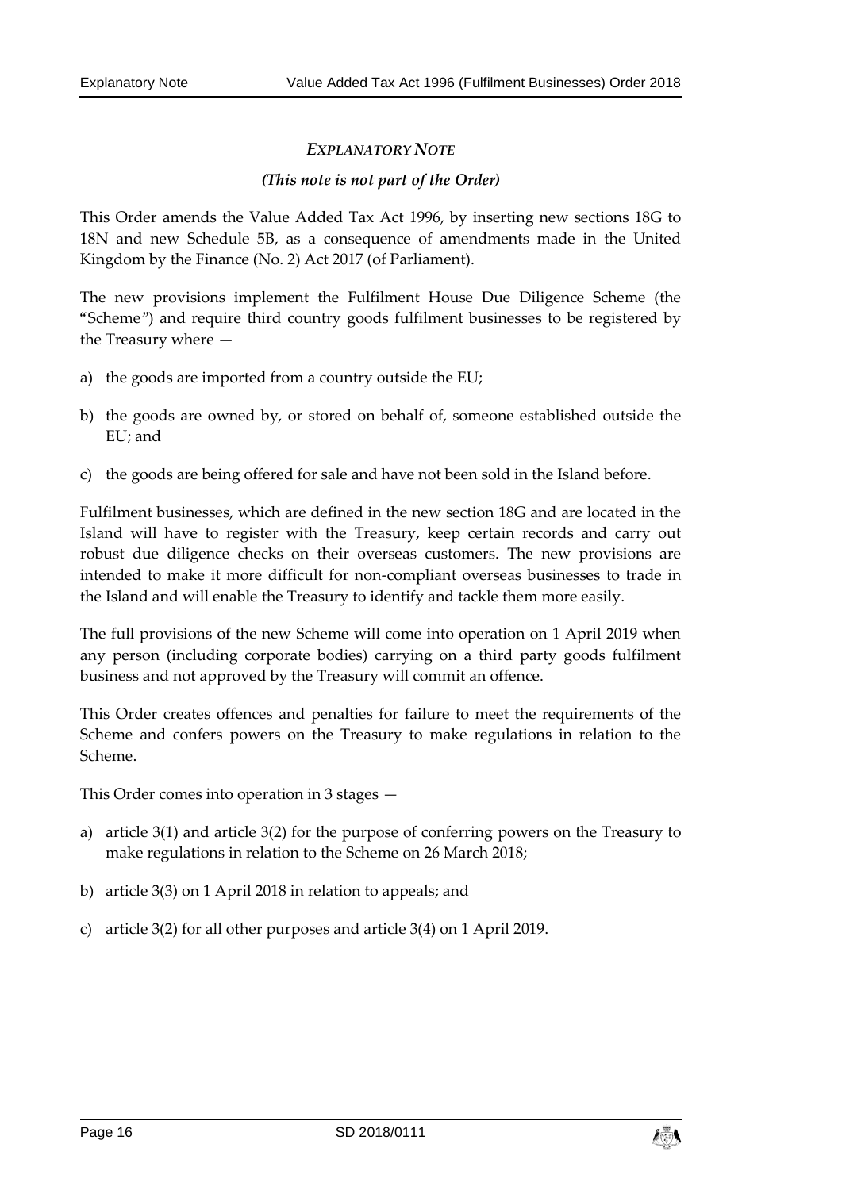## *EXPLANATORY NOTE*

***(This note is not part of the Order)***

This Order amends the Value Added Tax Act 1996, by inserting new sections 18G to 18N and new Schedule 5B, as a consequence of amendments made in the United Kingdom by the Finance (No. 2) Act 2017 (of Parliament).

The new provisions implement the Fulfilment House Due Diligence Scheme (the "Scheme") and require third country goods fulfilment businesses to be registered by the Treasury where —

a) the goods are imported from a country outside the EU;

b) the goods are owned by, or stored on behalf of, someone established outside the EU; and

c) the goods are being offered for sale and have not been sold in the Island before.

Fulfilment businesses, which are defined in the new section 18G and are located in the Island will have to register with the Treasury, keep certain records and carry out robust due diligence checks on their overseas customers. The new provisions are intended to make it more difficult for non-compliant overseas businesses to trade in the Island and will enable the Treasury to identify and tackle them more easily.

The full provisions of the new Scheme will come into operation on 1 April 2019 when any person (including corporate bodies) carrying on a third party goods fulfilment business and not approved by the Treasury will commit an offence.

This Order creates offences and penalties for failure to meet the requirements of the Scheme and confers powers on the Treasury to make regulations in relation to the Scheme.

This Order comes into operation in 3 stages —

a) article 3(1) and article 3(2) for the purpose of conferring powers on the Treasury to make regulations in relation to the Scheme on 26 March 2018;

b) article 3(3) on 1 April 2018 in relation to appeals; and

c) article 3(2) for all other purposes and article 3(4) on 1 April 2019.